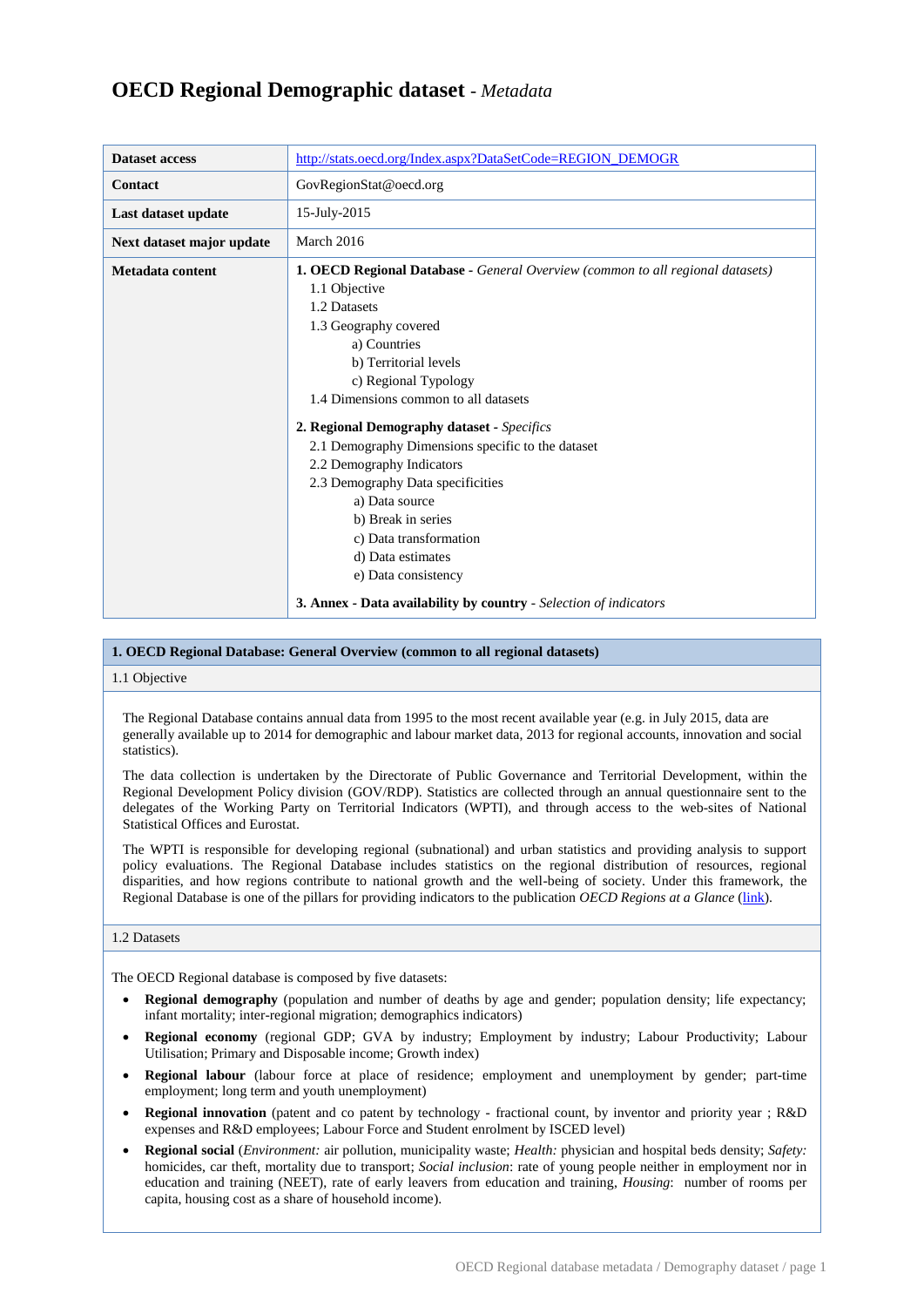# OECD Regional Demographic dataset - *Metadata*

| | |
|---|---|
| **Dataset access** | http://stats.oecd.org/Index.aspx?DataSetCode=REGION_DEMOGR |
| **Contact** | GovRegionStat@oecd.org |
| **Last dataset update** | 15-July-2015 |
| **Next dataset major update** | March 2016 |
| **Metadata content** | **1. OECD Regional Database -** *General Overview (common to all regional datasets)*<br>1.1 Objective<br>1.2 Datasets<br>1.3 Geography covered<br>a) Countries<br>b) Territorial levels<br>c) Regional Typology<br>1.4 Dimensions common to all datasets<br><br>**2. Regional Demography dataset -** *Specifics*<br>2.1 Demography Dimensions specific to the dataset<br>2.2 Demography Indicators<br>2.3 Demography Data specificities<br>a) Data source<br>b) Break in series<br>c) Data transformation<br>d) Data estimates<br>e) Data consistency<br><br>**3. Annex - Data availability by country** - *Selection of indicators* |

## 1. OECD Regional Database: General Overview (common to all regional datasets)

### 1.1 Objective

The Regional Database contains annual data from 1995 to the most recent available year (e.g. in July 2015, data are generally available up to 2014 for demographic and labour market data, 2013 for regional accounts, innovation and social statistics).

The data collection is undertaken by the Directorate of Public Governance and Territorial Development, within the Regional Development Policy division (GOV/RDP). Statistics are collected through an annual questionnaire sent to the delegates of the Working Party on Territorial Indicators (WPTI), and through access to the web-sites of National Statistical Offices and Eurostat.

The WPTI is responsible for developing regional (subnational) and urban statistics and providing analysis to support policy evaluations. The Regional Database includes statistics on the regional distribution of resources, regional disparities, and how regions contribute to national growth and the well-being of society. Under this framework, the Regional Database is one of the pillars for providing indicators to the publication *OECD Regions at a Glance* (link).

### 1.2 Datasets

The OECD Regional database is composed by five datasets:

- **Regional demography** (population and number of deaths by age and gender; population density; life expectancy; infant mortality; inter-regional migration; demographics indicators)
- **Regional economy** (regional GDP; GVA by industry; Employment by industry; Labour Productivity; Labour Utilisation; Primary and Disposable income; Growth index)
- **Regional labour** (labour force at place of residence; employment and unemployment by gender; part-time employment; long term and youth unemployment)
- **Regional innovation** (patent and co patent by technology - fractional count, by inventor and priority year ; R&D expenses and R&D employees; Labour Force and Student enrolment by ISCED level)
- **Regional social** (*Environment:* air pollution, municipality waste; *Health:* physician and hospital beds density; *Safety:* homicides, car theft, mortality due to transport; *Social inclusion*: rate of young people neither in employment nor in education and training (NEET), rate of early leavers from education and training, *Housing*: number of rooms per capita, housing cost as a share of household income).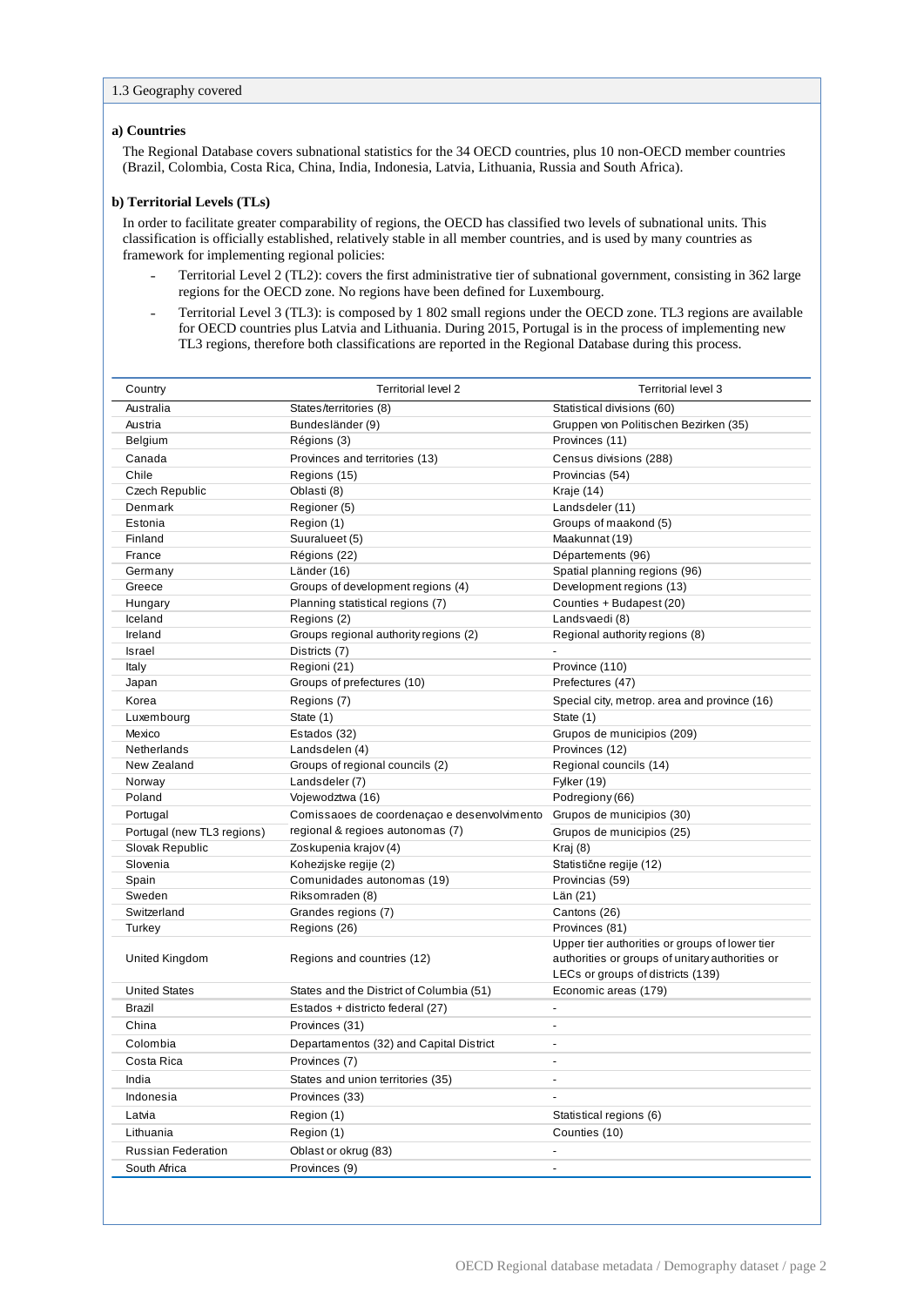1.3 Geography covered

**a) Countries**

The Regional Database covers subnational statistics for the 34 OECD countries, plus 10 non-OECD member countries (Brazil, Colombia, Costa Rica, China, India, Indonesia, Latvia, Lithuania, Russia and South Africa).

**b) Territorial Levels (TLs)**

In order to facilitate greater comparability of regions, the OECD has classified two levels of subnational units. This classification is officially established, relatively stable in all member countries, and is used by many countries as framework for implementing regional policies:

- Territorial Level 2 (TL2): covers the first administrative tier of subnational government, consisting in 362 large regions for the OECD zone. No regions have been defined for Luxembourg.
- Territorial Level 3 (TL3): is composed by 1 802 small regions under the OECD zone. TL3 regions are available for OECD countries plus Latvia and Lithuania. During 2015, Portugal is in the process of implementing new TL3 regions, therefore both classifications are reported in the Regional Database during this process.

| Country | Territorial level 2 | Territorial level 3 |
|---|---|---|
| Australia | States/territories (8) | Statistical divisions (60) |
| Austria | Bundesländer (9) | Gruppen von Politischen Bezirken (35) |
| Belgium | Régions (3) | Provinces (11) |
| Canada | Provinces and territories (13) | Census divisions (288) |
| Chile | Regions (15) | Provincias (54) |
| Czech Republic | Oblasti (8) | Kraje (14) |
| Denmark | Regioner (5) | Landsdeler (11) |
| Estonia | Region (1) | Groups of maakond (5) |
| Finland | Suuralueet (5) | Maakunnat (19) |
| France | Régions (22) | Départements (96) |
| Germany | Länder (16) | Spatial planning regions (96) |
| Greece | Groups of development regions (4) | Development regions (13) |
| Hungary | Planning statistical regions (7) | Counties + Budapest (20) |
| Iceland | Regions (2) | Landsvaedi (8) |
| Ireland | Groups regional authority regions (2) | Regional authority regions (8) |
| Israel | Districts (7) | - |
| Italy | Regioni (21) | Province (110) |
| Japan | Groups of prefectures (10) | Prefectures (47) |
| Korea | Regions (7) | Special city, metrop. area and province (16) |
| Luxembourg | State (1) | State (1) |
| Mexico | Estados (32) | Grupos de municipios (209) |
| Netherlands | Landsdelen (4) | Provinces (12) |
| New Zealand | Groups of regional councils (2) | Regional councils (14) |
| Norway | Landsdeler (7) | Fylker (19) |
| Poland | Vojewodztwa (16) | Podregiony (66) |
| Portugal | Comissaoes de coordenaçao e desenvolvimento | Grupos de municipios (30) |
| Portugal (new TL3 regions) | regional & regioes autonomas (7) | Grupos de municipios (25) |
| Slovak Republic | Zoskupenia krajov (4) | Kraj (8) |
| Slovenia | Kohezijske regije (2) | Statistične regije (12) |
| Spain | Comunidades autonomas (19) | Provincias (59) |
| Sweden | Riksomraden (8) | Län (21) |
| Switzerland | Grandes regions (7) | Cantons (26) |
| Turkey | Regions (26) | Provinces (81) |
| United Kingdom | Regions and countries (12) | Upper tier authorities or groups of lower tier authorities or groups of unitary authorities or LECs or groups of districts (139) |
| United States | States and the District of Columbia (51) | Economic areas (179) |
| Brazil | Estados + districto federal (27) | - |
| China | Provinces (31) | - |
| Colombia | Departamentos (32) and Capital District | - |
| Costa Rica | Provinces (7) | - |
| India | States and union territories (35) | - |
| Indonesia | Provinces (33) | - |
| Latvia | Region (1) | Statistical regions (6) |
| Lithuania | Region (1) | Counties (10) |
| Russian Federation | Oblast or okrug (83) | - |
| South Africa | Provinces (9) | - |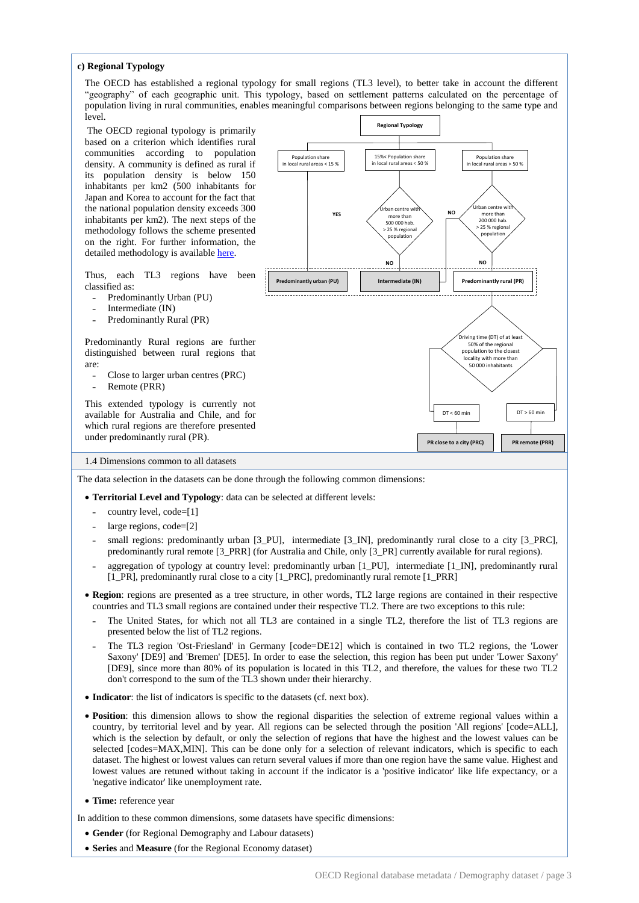**c) Regional Typology**

The OECD has established a regional typology for small regions (TL3 level), to better take in account the different "geography" of each geographic unit. This typology, based on settlement patterns calculated on the percentage of population living in rural communities, enables meaningful comparisons between regions belonging to the same type and level.

The OECD regional typology is primarily based on a criterion which identifies rural communities according to population density. A community is defined as rural if its population density is below 150 inhabitants per km2 (500 inhabitants for Japan and Korea to account for the fact that the national population density exceeds 300 inhabitants per km2). The next steps of the methodology follows the scheme presented on the right. For further information, the detailed methodology is available here.

Regional Typology

- Population share in local rural areas < 15 % → YES → Predominantly urban (PU)
- 15%< Population share in local rural areas < 50 % → Urban centre with more than 500 000 hab. > 25 % regional population → NO → Intermediate (IN); YES → Predominantly urban (PU)
- Population share in local rural areas > 50 % → Urban centre with more than 200 000 hab. > 25 % regional population → NO → Predominantly rural (PR); YES → Intermediate (IN)

Predominantly rural (PR) → Driving time (DT) of at least 50% of the regional population to the closest locality with more than 50 000 inhabitants:

- DT < 60 min → PR close to a city (PRC)
- DT > 60 min → PR remote (PRR)

Thus, each TL3 regions have been classified as:

- Predominantly Urban (PU)
- Intermediate (IN)
- Predominantly Rural (PR)

Predominantly Rural regions are further distinguished between rural regions that are:

- Close to larger urban centres (PRC)
- Remote (PRR)

This extended typology is currently not available for Australia and Chile, and for which rural regions are therefore presented under predominantly rural (PR).

1.4 Dimensions common to all datasets

The data selection in the datasets can be done through the following common dimensions:

- **Territorial Level and Typology**: data can be selected at different levels:
  - country level, code=[1]
  - large regions, code=[2]
  - small regions: predominantly urban [3_PU], intermediate [3_IN], predominantly rural close to a city [3_PRC], predominantly rural remote [3_PRR] (for Australia and Chile, only [3_PR] currently available for rural regions).
  - aggregation of typology at country level: predominantly urban [1_PU], intermediate [1_IN], predominantly rural [1_PR], predominantly rural close to a city [1_PRC], predominantly rural remote [1_PRR]
- **Region**: regions are presented as a tree structure, in other words, TL2 large regions are contained in their respective countries and TL3 small regions are contained under their respective TL2. There are two exceptions to this rule:
  - The United States, for which not all TL3 are contained in a single TL2, therefore the list of TL3 regions are presented below the list of TL2 regions.
  - The TL3 region 'Ost-Friesland' in Germany [code=DE12] which is contained in two TL2 regions, the 'Lower Saxony' [DE9] and 'Bremen' [DE5]. In order to ease the selection, this region has been put under 'Lower Saxony' [DE9], since more than 80% of its population is located in this TL2, and therefore, the values for these two TL2 don't correspond to the sum of the TL3 shown under their hierarchy.
- **Indicator**: the list of indicators is specific to the datasets (cf. next box).
- **Position**: this dimension allows to show the regional disparities the selection of extreme regional values within a country, by territorial level and by year. All regions can be selected through the position 'All regions' [code=ALL], which is the selection by default, or only the selection of regions that have the highest and the lowest values can be selected [codes=MAX,MIN]. This can be done only for a selection of relevant indicators, which is specific to each dataset. The highest or lowest values can return several values if more than one region have the same value. Highest and lowest values are retuned without taking in account if the indicator is a 'positive indicator' like life expectancy, or a 'negative indicator' like unemployment rate.
- **Time:** reference year

In addition to these common dimensions, some datasets have specific dimensions:

- **Gender** (for Regional Demography and Labour datasets)
- **Series** and **Measure** (for the Regional Economy dataset)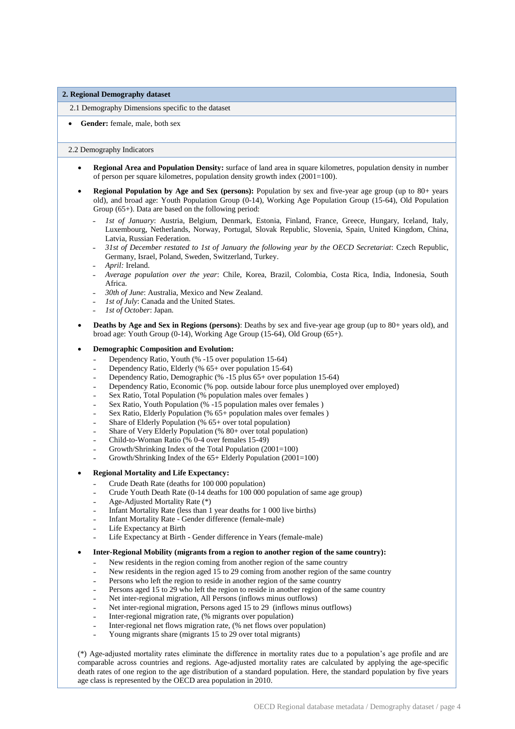## 2. Regional Demography dataset

### 2.1 Demography Dimensions specific to the dataset

- **Gender:** female, male, both sex

### 2.2 Demography Indicators

- **Regional Area and Population Density:** surface of land area in square kilometres, population density in number of person per square kilometres, population density growth index (2001=100).
- **Regional Population by Age and Sex (persons):** Population by sex and five-year age group (up to 80+ years old), and broad age: Youth Population Group (0-14), Working Age Population Group (15-64), Old Population Group (65+). Data are based on the following period:
  - *1st of January*: Austria, Belgium, Denmark, Estonia, Finland, France, Greece, Hungary, Iceland, Italy, Luxembourg, Netherlands, Norway, Portugal, Slovak Republic, Slovenia, Spain, United Kingdom, China, Latvia, Russian Federation.
  - *31st of December restated to 1st of January the following year by the OECD Secretariat*: Czech Republic, Germany, Israel, Poland, Sweden, Switzerland, Turkey.
  - *April:* Ireland.
  - *Average population over the year*: Chile, Korea, Brazil, Colombia, Costa Rica, India, Indonesia, South Africa.
  - *30th of June*: Australia, Mexico and New Zealand.
  - *1st of July*: Canada and the United States.
  - *1st of October*: Japan.
- **Deaths by Age and Sex in Regions (persons)**: Deaths by sex and five-year age group (up to 80+ years old), and broad age: Youth Group (0-14), Working Age Group (15-64), Old Group (65+).
- **Demographic Composition and Evolution:**
  - Dependency Ratio, Youth (% -15 over population 15-64)
  - Dependency Ratio, Elderly (% 65+ over population 15-64)
  - Dependency Ratio, Demographic (% -15 plus 65+ over population 15-64)
  - Dependency Ratio, Economic (% pop. outside labour force plus unemployed over employed)
  - Sex Ratio, Total Population (% population males over females )
  - Sex Ratio, Youth Population (% -15 population males over females )
  - Sex Ratio, Elderly Population (% 65+ population males over females )
  - Share of Elderly Population (% 65+ over total population)
  - Share of Very Elderly Population (% 80+ over total population)
  - Child-to-Woman Ratio (% 0-4 over females 15-49)
  - Growth/Shrinking Index of the Total Population (2001=100)
  - Growth/Shrinking Index of the 65+ Elderly Population (2001=100)
- **Regional Mortality and Life Expectancy:**
  - Crude Death Rate (deaths for 100 000 population)
  - Crude Youth Death Rate (0-14 deaths for 100 000 population of same age group)
  - Age-Adjusted Mortality Rate (*)
  - Infant Mortality Rate (less than 1 year deaths for 1 000 live births)
  - Infant Mortality Rate - Gender difference (female-male)
  - Life Expectancy at Birth
  - Life Expectancy at Birth - Gender difference in Years (female-male)
- **Inter-Regional Mobility (migrants from a region to another region of the same country):**
  - New residents in the region coming from another region of the same country
  - New residents in the region aged 15 to 29 coming from another region of the same country
  - Persons who left the region to reside in another region of the same country
  - Persons aged 15 to 29 who left the region to reside in another region of the same country
  - Net inter-regional migration, All Persons (inflows minus outflows)
  - Net inter-regional migration, Persons aged 15 to 29 (inflows minus outflows)
  - Inter-regional migration rate, (% migrants over population)
  - Inter-regional net flows migration rate, (% net flows over population)
  - Young migrants share (migrants 15 to 29 over total migrants)

(*) Age-adjusted mortality rates eliminate the difference in mortality rates due to a population's age profile and are comparable across countries and regions. Age-adjusted mortality rates are calculated by applying the age-specific death rates of one region to the age distribution of a standard population. Here, the standard population by five years age class is represented by the OECD area population in 2010.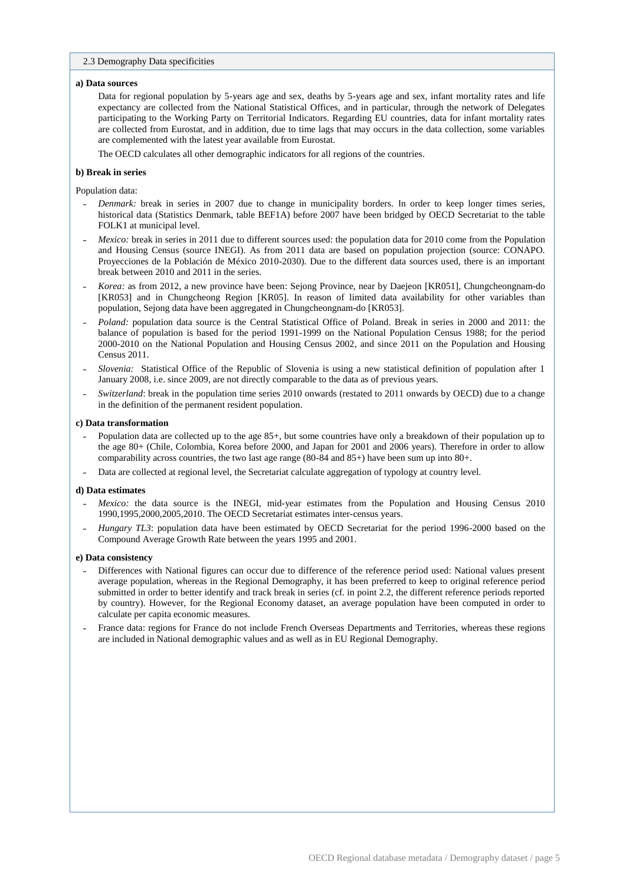## 2.3 Demography Data specificities

**a) Data sources**

Data for regional population by 5-years age and sex, deaths by 5-years age and sex, infant mortality rates and life expectancy are collected from the National Statistical Offices, and in particular, through the network of Delegates participating to the Working Party on Territorial Indicators. Regarding EU countries, data for infant mortality rates are collected from Eurostat, and in addition, due to time lags that may occurs in the data collection, some variables are complemented with the latest year available from Eurostat.

The OECD calculates all other demographic indicators for all regions of the countries.

**b) Break in series**

Population data:

- *Denmark:* break in series in 2007 due to change in municipality borders. In order to keep longer times series, historical data (Statistics Denmark, table BEF1A) before 2007 have been bridged by OECD Secretariat to the table FOLK1 at municipal level.
- *Mexico:* break in series in 2011 due to different sources used: the population data for 2010 come from the Population and Housing Census (source INEGI). As from 2011 data are based on population projection (source: CONAPO. Proyecciones de la Población de México 2010-2030). Due to the different data sources used, there is an important break between 2010 and 2011 in the series.
- *Korea:* as from 2012, a new province have been: Sejong Province, near by Daejeon [KR051], Chungcheongnam-do [KR053] and in Chungcheong Region [KR05]. In reason of limited data availability for other variables than population, Sejong data have been aggregated in Chungcheongnam-do [KR053].
- *Poland:* population data source is the Central Statistical Office of Poland. Break in series in 2000 and 2011: the balance of population is based for the period 1991-1999 on the National Population Census 1988; for the period 2000-2010 on the National Population and Housing Census 2002, and since 2011 on the Population and Housing Census 2011.
- *Slovenia:* Statistical Office of the Republic of Slovenia is using a new statistical definition of population after 1 January 2008, i.e. since 2009, are not directly comparable to the data as of previous years.
- *Switzerland*: break in the population time series 2010 onwards (restated to 2011 onwards by OECD) due to a change in the definition of the permanent resident population.

**c) Data transformation**

- Population data are collected up to the age 85+, but some countries have only a breakdown of their population up to the age 80+ (Chile, Colombia, Korea before 2000, and Japan for 2001 and 2006 years). Therefore in order to allow comparability across countries, the two last age range (80-84 and 85+) have been sum up into 80+.
- Data are collected at regional level, the Secretariat calculate aggregation of typology at country level.

**d) Data estimates**

- *Mexico:* the data source is the INEGI, mid-year estimates from the Population and Housing Census 2010 1990,1995,2000,2005,2010. The OECD Secretariat estimates inter-census years.
- *Hungary TL3*: population data have been estimated by OECD Secretariat for the period 1996-2000 based on the Compound Average Growth Rate between the years 1995 and 2001.

**e) Data consistency**

- Differences with National figures can occur due to difference of the reference period used: National values present average population, whereas in the Regional Demography, it has been preferred to keep to original reference period submitted in order to better identify and track break in series (cf. in point 2.2, the different reference periods reported by country). However, for the Regional Economy dataset, an average population have been computed in order to calculate per capita economic measures.
- France data: regions for France do not include French Overseas Departments and Territories, whereas these regions are included in National demographic values and as well as in EU Regional Demography.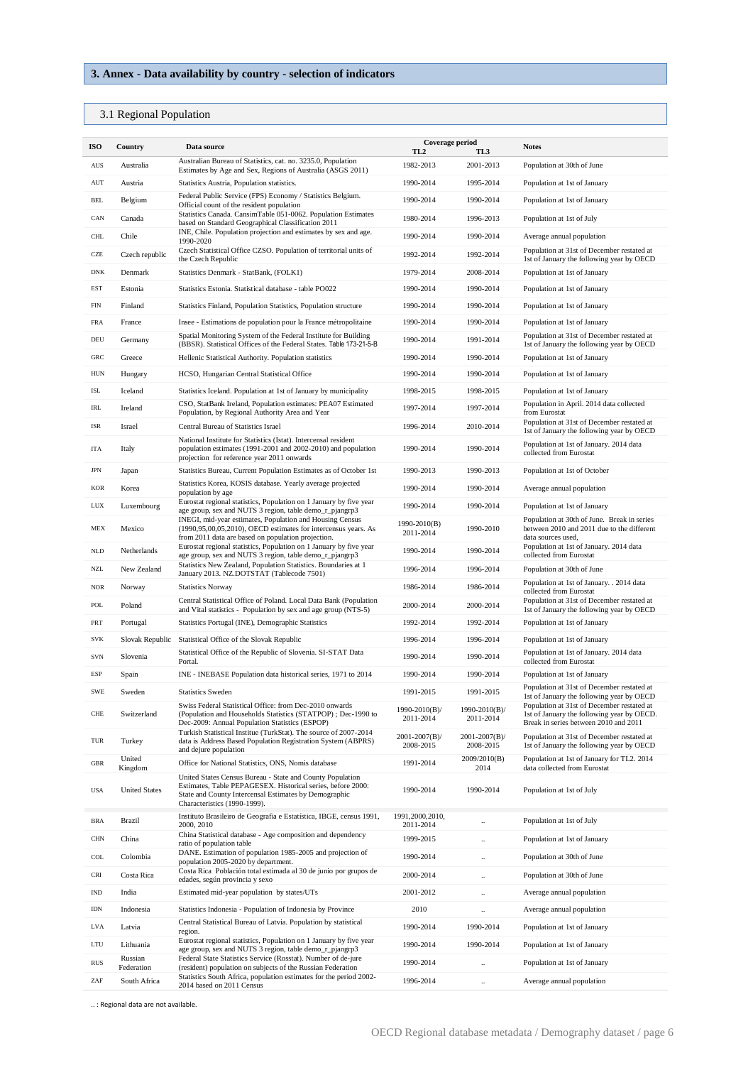## 3. Annex - Data availability by country - selection of indicators

### 3.1 Regional Population

| ISO | Country | Data source | Coverage period TL2 | TL3 | Notes |
|---|---|---|---|---|---|
| AUS | Australia | Australian Bureau of Statistics, cat. no. 3235.0, Population Estimates by Age and Sex, Regions of Australia (ASGS 2011) | 1982-2013 | 2001-2013 | Population at 30th of June |
| AUT | Austria | Statistics Austria, Population statistics. | 1990-2014 | 1995-2014 | Population at 1st of January |
| BEL | Belgium | Federal Public Service (FPS) Economy / Statistics Belgium. Official count of the resident population | 1990-2014 | 1990-2014 | Population at 1st of January |
| CAN | Canada | Statistics Canada. CansimTable 051-0062. Population Estimates based on Standard Geographical Classification 2011 | 1980-2014 | 1996-2013 | Population at 1st of July |
| CHL | Chile | INE, Chile. Population projection and estimates by sex and age. 1990-2020 | 1990-2014 | 1990-2014 | Average annual population |
| CZE | Czech republic | Czech Statistical Office CZSO. Population of territorial units of the Czech Republic | 1992-2014 | 1992-2014 | Population at 31st of December restated at 1st of January the following year by OECD |
| DNK | Denmark | Statistics Denmark - StatBank, (FOLK1) | 1979-2014 | 2008-2014 | Population at 1st of January |
| EST | Estonia | Statistics Estonia. Statistical database - table PO022 | 1990-2014 | 1990-2014 | Population at 1st of January |
| FIN | Finland | Statistics Finland, Population Statistics, Population structure | 1990-2014 | 1990-2014 | Population at 1st of January |
| FRA | France | Insee - Estimations de population pour la France métropolitaine | 1990-2014 | 1990-2014 | Population at 1st of January |
| DEU | Germany | Spatial Monitoring System of the Federal Institute for Building (BBSR). Statistical Offices of the Federal States. Table 173-21-5-B | 1990-2014 | 1991-2014 | Population at 31st of December restated at 1st of January the following year by OECD |
| GRC | Greece | Hellenic Statistical Authority. Population statistics | 1990-2014 | 1990-2014 | Population at 1st of January |
| HUN | Hungary | HCSO, Hungarian Central Statistical Office | 1990-2014 | 1990-2014 | Population at 1st of January |
| ISL | Iceland | Statistics Iceland. Population at 1st of January by municipality | 1998-2015 | 1998-2015 | Population at 1st of January |
| IRL | Ireland | CSO, StatBank Ireland, Population estimates: PEA07 Estimated Population, by Regional Authority Area and Year | 1997-2014 | 1997-2014 | Population in April. 2014 data collected from Eurostat |
| ISR | Israel | Central Bureau of Statistics Israel | 1996-2014 | 2010-2014 | Population at 31st of December restated at 1st of January the following year by OECD |
| ITA | Italy | National Institute for Statistics (Istat). Intercensal resident population estimates (1991-2001 and 2002-2010) and population projection for reference year 2011 onwards | 1990-2014 | 1990-2014 | Population at 1st of January. 2014 data collected from Eurostat |
| JPN | Japan | Statistics Bureau, Current Population Estimates as of October 1st | 1990-2013 | 1990-2013 | Population at 1st of October |
| KOR | Korea | Statistics Korea, KOSIS database. Yearly average projected population by age | 1990-2014 | 1990-2014 | Average annual population |
| LUX | Luxembourg | Eurostat regional statistics, Population on 1 January by five year age group, sex and NUTS 3 region, table demo_r_pjangrp3 | 1990-2014 | 1990-2014 | Population at 1st of January |
| MEX | Mexico | INEGI, mid-year estimates, Population and Housing Census (1990,95,00,05,2010), OECD estimates for intercensus years. As from 2011 data are based on population projection. | 1990-2010(B) 2011-2014 | 1990-2010 | Population at 30th of June. Break in series between 2010 and 2011 due to the different data sources used, |
| NLD | Netherlands | Eurostat regional statistics, Population on 1 January by five year age group, sex and NUTS 3 region, table demo_r_pjangrp3 | 1990-2014 | 1990-2014 | Population at 1st of January. 2014 data collected from Eurostat |
| NZL | New Zealand | Statistics New Zealand, Population Statistics. Boundaries at 1 January 2013. NZ.DOTSTAT (Tablecode 7501) | 1996-2014 | 1996-2014 | Population at 30th of June |
| NOR | Norway | Statistics Norway | 1986-2014 | 1986-2014 | Population at 1st of January. . 2014 data collected from Eurostat |
| POL | Poland | Central Statistical Office of Poland. Local Data Bank (Population and Vital statistics - Population by sex and age group (NTS-5) | 2000-2014 | 2000-2014 | Population at 31st of December restated at 1st of January the following year by OECD |
| PRT | Portugal | Statistics Portugal (INE), Demographic Statistics | 1992-2014 | 1992-2014 | Population at 1st of January |
| SVK | Slovak Republic | Statistical Office of the Slovak Republic | 1996-2014 | 1996-2014 | Population at 1st of January |
| SVN | Slovenia | Statistical Office of the Republic of Slovenia. SI-STAT Data Portal. | 1990-2014 | 1990-2014 | Population at 1st of January. 2014 data collected from Eurostat |
| ESP | Spain | INE - INEBASE Population data historical series, 1971 to 2014 | 1990-2014 | 1990-2014 | Population at 1st of January |
| SWE | Sweden | Statistics Sweden | 1991-2015 | 1991-2015 | Population at 31st of December restated at 1st of January the following year by OECD |
| CHE | Switzerland | Swiss Federal Statistical Office: from Dec-2010 onwards (Population and Households Statistics (STATPOP) ; Dec-1990 to Dec-2009: Annual Population Statistics (ESPOP) | 1990-2010(B)/ 2011-2014 | 1990-2010(B)/ 2011-2014 | Population at 31st of December restated at 1st of January the following year by OECD. Break in series between 2010 and 2011 |
| TUR | Turkey | Turkish Statistical Institue (TurkStat). The source of 2007-2014 data is Address Based Population Registration System (ABPRS) and dejure population | 2001-2007(B)/ 2008-2015 | 2001-2007(B)/ 2008-2015 | Population at 31st of December restated at 1st of January the following year by OECD |
| GBR | United Kingdom | Office for National Statistics, ONS, Nomis database | 1991-2014 | 2009/2010(B) 2014 | Population at 1st of January for TL2. 2014 data collected from Eurostat |
| USA | United States | United States Census Bureau - State and County Population Estimates, Table PEPAGESEX. Historical series, before 2000: State and County Intercensal Estimates by Demographic Characteristics (1990-1999). | 1990-2014 | 1990-2014 | Population at 1st of July |
| BRA | Brazil | Instituto Brasileiro de Geografia e Estatística, IBGE, census 1991, 2000, 2010 | 1991,2000,2010, 2011-2014 | .. | Population at 1st of July |
| CHN | China | China Statistical database - Age composition and dependency ratio of population table | 1999-2015 | .. | Population at 1st of January |
| COL | Colombia | DANE. Estimation of population 1985-2005 and projection of population 2005-2020 by department. | 1990-2014 | .. | Population at 30th of June |
| CRI | Costa Rica | Costa Rica Población total estimada al 30 de junio por grupos de edades, según provincia y sexo | 2000-2014 | .. | Population at 30th of June |
| IND | India | Estimated mid-year population by states/UTs | 2001-2012 | .. | Average annual population |
| IDN | Indonesia | Statistics Indonesia - Population of Indonesia by Province | 2010 | .. | Average annual population |
| LVA | Latvia | Central Statistical Bureau of Latvia. Population by statistical region. | 1990-2014 | 1990-2014 | Population at 1st of January |
| LTU | Lithuania | Eurostat regional statistics, Population on 1 January by five year age group, sex and NUTS 3 region, table demo_r_pjangrp3 | 1990-2014 | 1990-2014 | Population at 1st of January |
| RUS | Russian Federation | Federal State Statistics Service (Rosstat). Number of de-jure (resident) population on subjects of the Russian Federation | 1990-2014 | .. | Population at 1st of January |
| ZAF | South Africa | Statistics South Africa, population estimates for the period 2002-2014 based on 2011 Census | 1996-2014 | .. | Average annual population |

.. : Regional data are not available.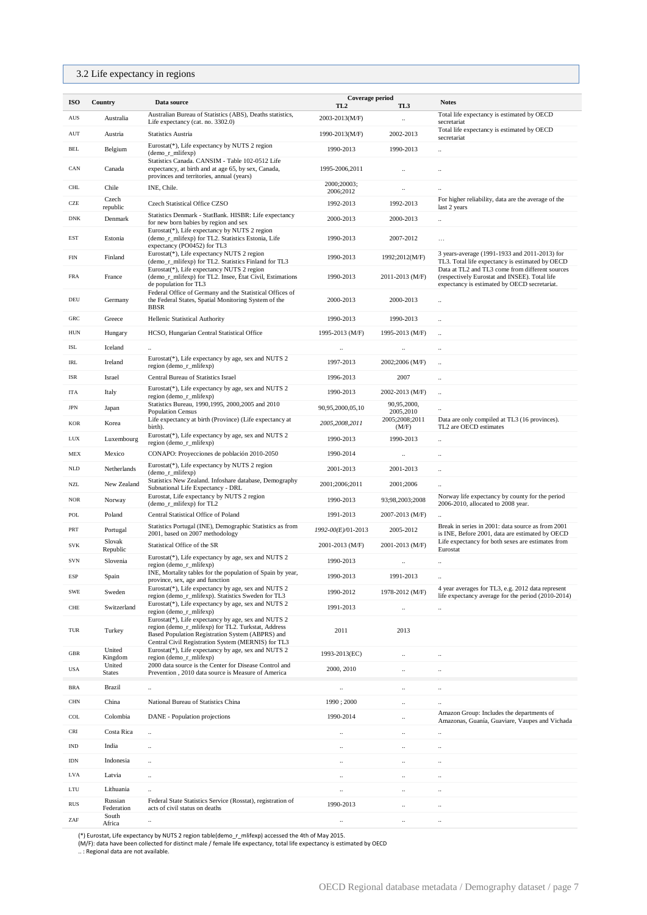## 3.2 Life expectancy in regions

| ISO | Country | Data source | Coverage period TL2 | TL3 | Notes |
|---|---|---|---|---|---|
| AUS | Australia | Australian Bureau of Statistics (ABS), Deaths statistics, Life expectancy (cat. no. 3302.0) | 2003-2013(M/F) | .. | Total life expectancy is estimated by OECD secretariat |
| AUT | Austria | Statistics Austria | 1990-2013(M/F) | 2002-2013 | Total life expectancy is estimated by OECD secretariat |
| BEL | Belgium | Eurostat(*), Life expectancy by NUTS 2 region (demo_r_mlifexp) | 1990-2013 | 1990-2013 | .. |
| CAN | Canada | Statistics Canada. CANSIM - Table 102-0512 Life expectancy, at birth and at age 65, by sex, Canada, provinces and territories, annual (years) | 1995-2006,2011 | .. | .. |
| CHL | Chile | INE, Chile. | 2000;20003; 2006;2012 | .. | .. |
| CZE | Czech republic | Czech Statistical Office CZSO | 1992-2013 | 1992-2013 | For higher reliability, data are the average of the last 2 years |
| DNK | Denmark | Statistics Denmark - StatBank. HISBR: Life expectancy for new born babies by region and sex | 2000-2013 | 2000-2013 | .. |
| EST | Estonia | Eurostat(*), Life expectancy by NUTS 2 region (demo_r_mlifexp) for TL2. Statistics Estonia, Life expectancy (PO0452) for TL3 | 1990-2013 | 2007-2012 | … |
| FIN | Finland | Eurostat(*), Life expectancy NUTS 2 region (demo_r_mlifexp) for TL2. Statistics Finland for TL3 | 1990-2013 | 1992;2012(M/F) | 3 years-average (1991-1933 and 2011-2013) for TL3. Total life expectancy is estimated by OECD |
| FRA | France | Eurostat(*), Life expectancy NUTS 2 region (demo_r_mlifexp) for TL2. Insee, État Civil, Estimations de population for TL3 | 1990-2013 | 2011-2013 (M/F) | Data at TL2 and TL3 come from different sources (respectively Eurostat and INSEE). Total life expectancy is estimated by OECD secretariat. |
| DEU | Germany | Federal Office of Germany and the Statistical Offices of the Federal States, Spatial Monitoring System of the BBSR | 2000-2013 | 2000-2013 | .. |
| GRC | Greece | Hellenic Statistical Authority | 1990-2013 | 1990-2013 | .. |
| HUN | Hungary | HCSO, Hungarian Central Statistical Office | 1995-2013 (M/F) | 1995-2013 (M/F) | .. |
| ISL | Iceland | .. | .. | .. | .. |
| IRL | Ireland | Eurostat(*), Life expectancy by age, sex and NUTS 2 region (demo_r_mlifexp) | 1997-2013 | 2002;2006 (M/F) | .. |
| ISR | Israel | Central Bureau of Statistics Israel | 1996-2013 | 2007 | .. |
| ITA | Italy | Eurostat(*), Life expectancy by age, sex and NUTS 2 region (demo_r_mlifexp) | 1990-2013 | 2002-2013 (M/F) | .. |
| JPN | Japan | Statistics Bureau, 1990,1995, 2000,2005 and 2010 Population Census | 90,95,2000,05,10 | 90,95,2000, 2005,2010 | .. |
| KOR | Korea | Life expectancy at birth (Province) (Life expectancy at birth). | *2005,2008,2011* | 2005;2008;2011 (M/F) | Data are only compiled at TL3 (16 provinces). TL2 are OECD estimates |
| LUX | Luxembourg | Eurostat(*), Life expectancy by age, sex and NUTS 2 region (demo_r_mlifexp) | 1990-2013 | 1990-2013 | .. |
| MEX | Mexico | CONAPO: Proyecciones de población 2010-2050 | 1990-2014 | .. | .. |
| NLD | Netherlands | Eurostat(*), Life expectancy by NUTS 2 region (demo_r_mlifexp) | 2001-2013 | 2001-2013 | .. |
| NZL | New Zealand | Statistics New Zealand. Infoshare database, Demography Subnational Life Expectancy - DRL | 2001;2006;2011 | 2001;2006 | .. |
| NOR | Norway | Eurostat, Life expectancy by NUTS 2 region (demo_r_mlifexp) for TL2 | 1990-2013 | 93;98,2003;2008 | Norway life expectancy by county for the period 2006-2010, allocated to 2008 year. |
| POL | Poland | Central Statistical Office of Poland | 1991-2013 | 2007-2013 (M/F) | .. |
| PRT | Portugal | Statistics Portugal (INE), Demographic Statistics as from 2001, based on 2007 methodology | *1992-00(E)*/01-2013 | 2005-2012 | Break in series in 2001: data source as from 2001 is INE, Before 2001, data are estimated by OECD |
| SVK | Slovak Republic | Statistical Office of the SR | 2001-2013 (M/F) | 2001-2013 (M/F) | Life expectancy for both sexes are estimates from Eurostat |
| SVN | Slovenia | Eurostat(*), Life expectancy by age, sex and NUTS 2 region (demo_r_mlifexp) | 1990-2013 | .. | .. |
| ESP | Spain | INE, Mortality tables for the population of Spain by year, province, sex, age and function | 1990-2013 | 1991-2013 | .. |
| SWE | Sweden | Eurostat(*), Life expectancy by age, sex and NUTS 2 region (demo_r_mlifexp). Statistics Sweden for TL3 | 1990-2012 | 1978-2012 (M/F) | 4 year averages for TL3, e.g. 2012 data represent life expectancy average for the period (2010-2014) |
| CHE | Switzerland | Eurostat(*), Life expectancy by age, sex and NUTS 2 region (demo_r_mlifexp) | 1991-2013 | .. | .. |
| TUR | Turkey | Eurostat(*), Life expectancy by age, sex and NUTS 2 region (demo_r_mlifexp) for TL2. Turkstat, Address Based Population Registration System (ABPRS) and Central Civil Registration System (MERNIS) for TL3 | 2011 | 2013 | |
| GBR | United Kingdom | Eurostat(*), Life expectancy by age, sex and NUTS 2 region (demo_r_mlifexp) | 1993-2013(EC) | .. | .. |
| USA | United States | 2000 data source is the Center for Disease Control and Prevention , 2010 data source is Measure of America | 2000, 2010 | .. | .. |
| BRA | Brazil | .. | .. | .. | .. |
| CHN | China | National Bureau of Statistics China | 1990 ; 2000 | .. | .. |
| COL | Colombia | DANE - Population projections | 1990-2014 | .. | Amazon Group: Includes the departments of Amazonas, Guanía, Guaviare, Vaupes and Vichada |
| CRI | Costa Rica | .. | .. | .. | .. |
| IND | India | .. | .. | .. | .. |
| IDN | Indonesia | .. | .. | .. | .. |
| LVA | Latvia | .. | .. | .. | .. |
| LTU | Lithuania | .. | .. | .. | .. |
| RUS | Russian Federation | Federal State Statistics Service (Rosstat), registration of acts of civil status on deaths | 1990-2013 | .. | .. |
| ZAF | South Africa | .. | .. | .. | .. |

(*) Eurostat, Life expectancy by NUTS 2 region table(demo_r_mlifexp) accessed the 4th of May 2015.

(M/F): data have been collected for distinct male / female life expectancy, total life expectancy is estimated by OECD

.. : Regional data are not available.